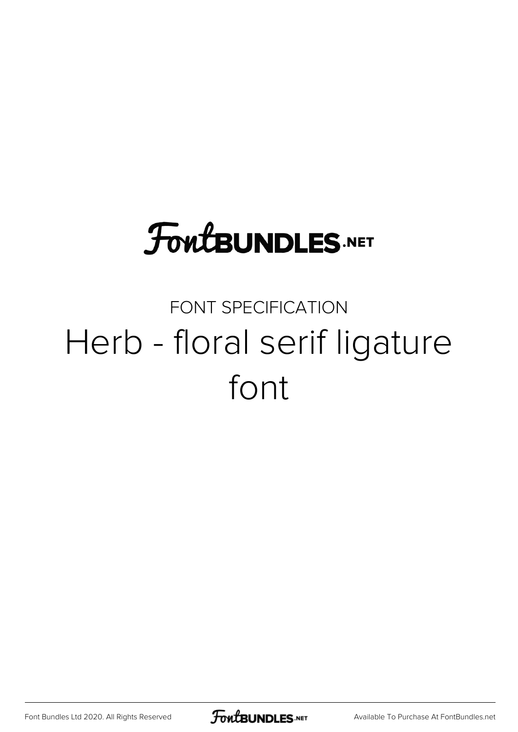FontBUNDLES.NET

FONT SPECIFICATION

# Herb - floral serif ligature font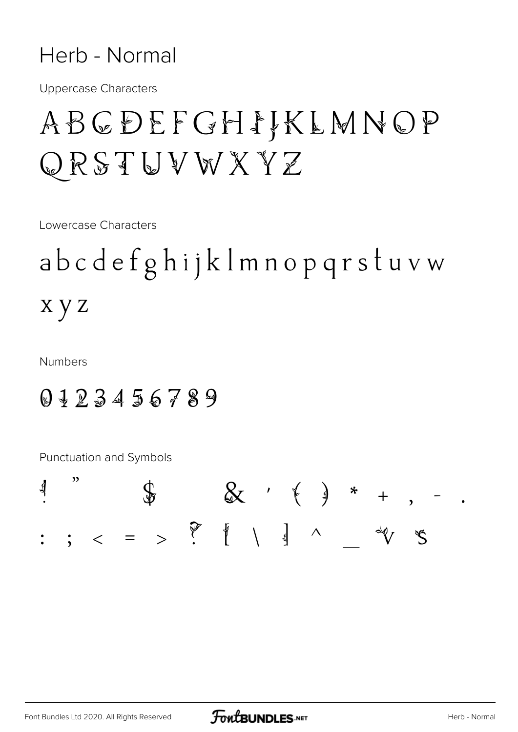# Herb - Normal

Uppercase Characters

ABCDEFGHIJKLMNOP
QRSTUVWXYZ

Lowercase Characters

abcdefghijklmnopqrstuvw
xyz

Numbers

0123456789

Punctuation and Symbols

! " $ & ' ( ) * + , - .
: ; < = > ? [ \ ] ^ _ ` s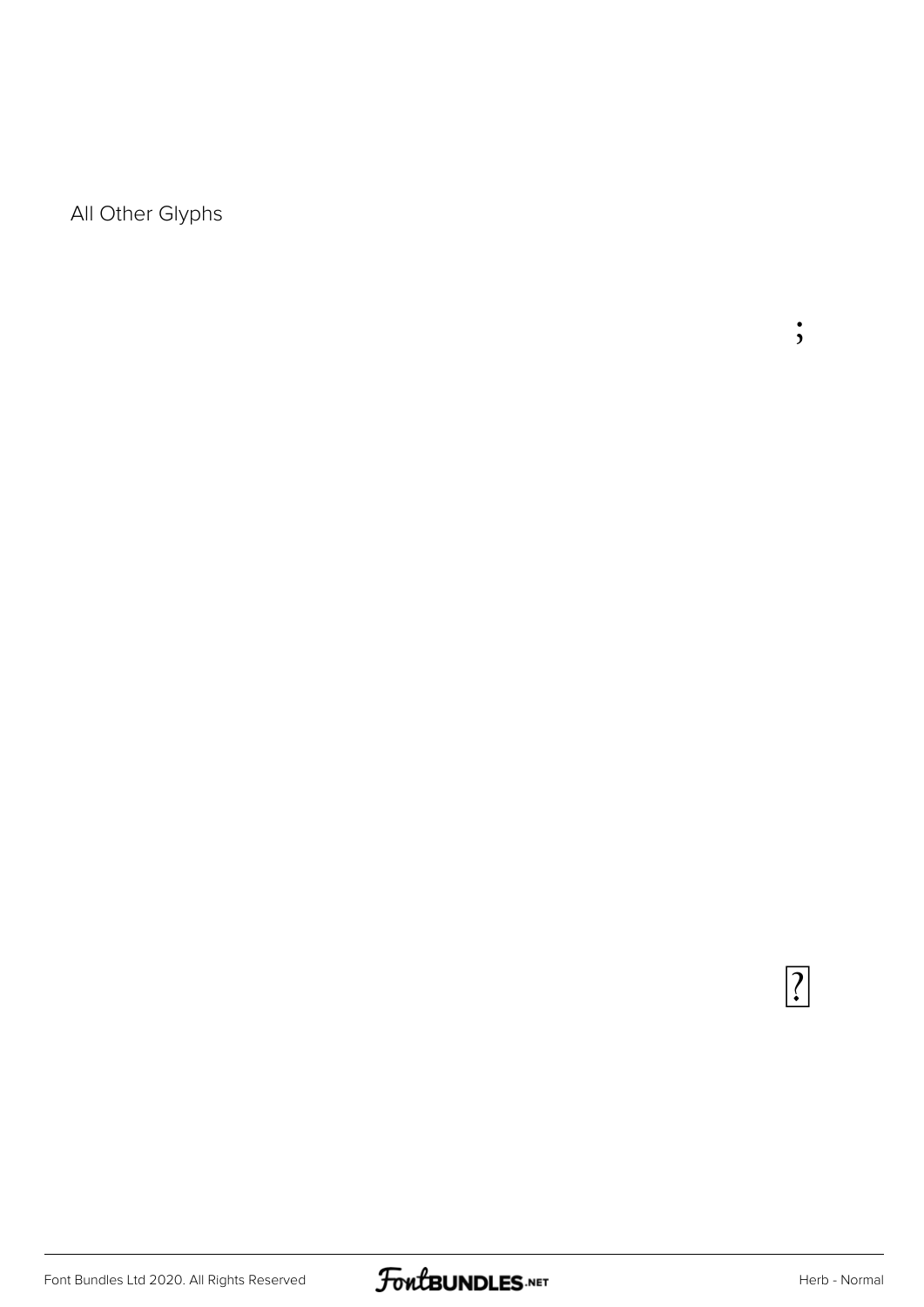All Other Glyphs

;

?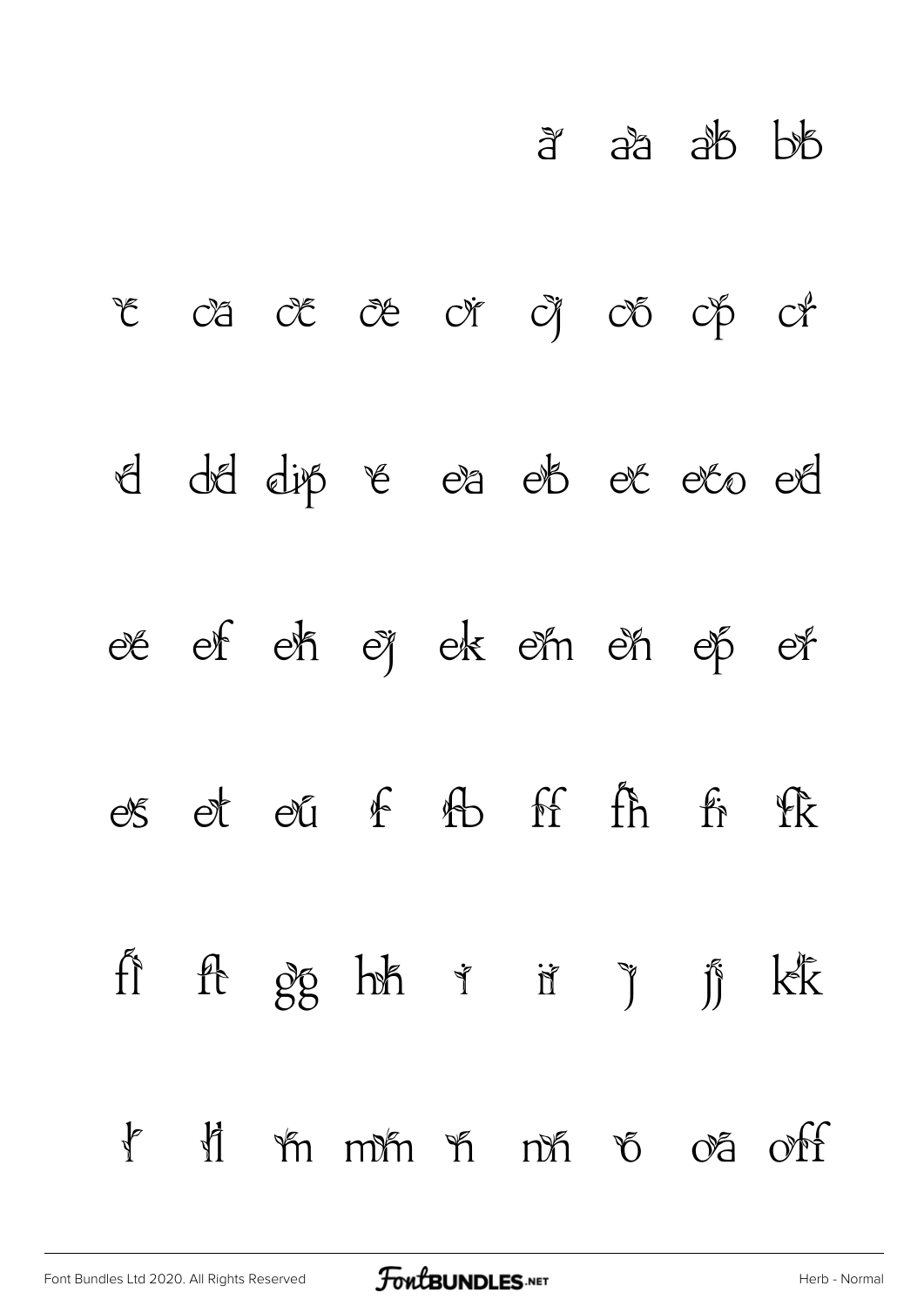ā aa ab bb

c ca cc ce ci cj co cp cr

d dd dip e ea eb ec eco ed

ee ef eh ej ek em en ep er

es et eu f fb ff fh fi fk

fl ft gg hh i ii j jj kk

l ll m mm n nn o oa off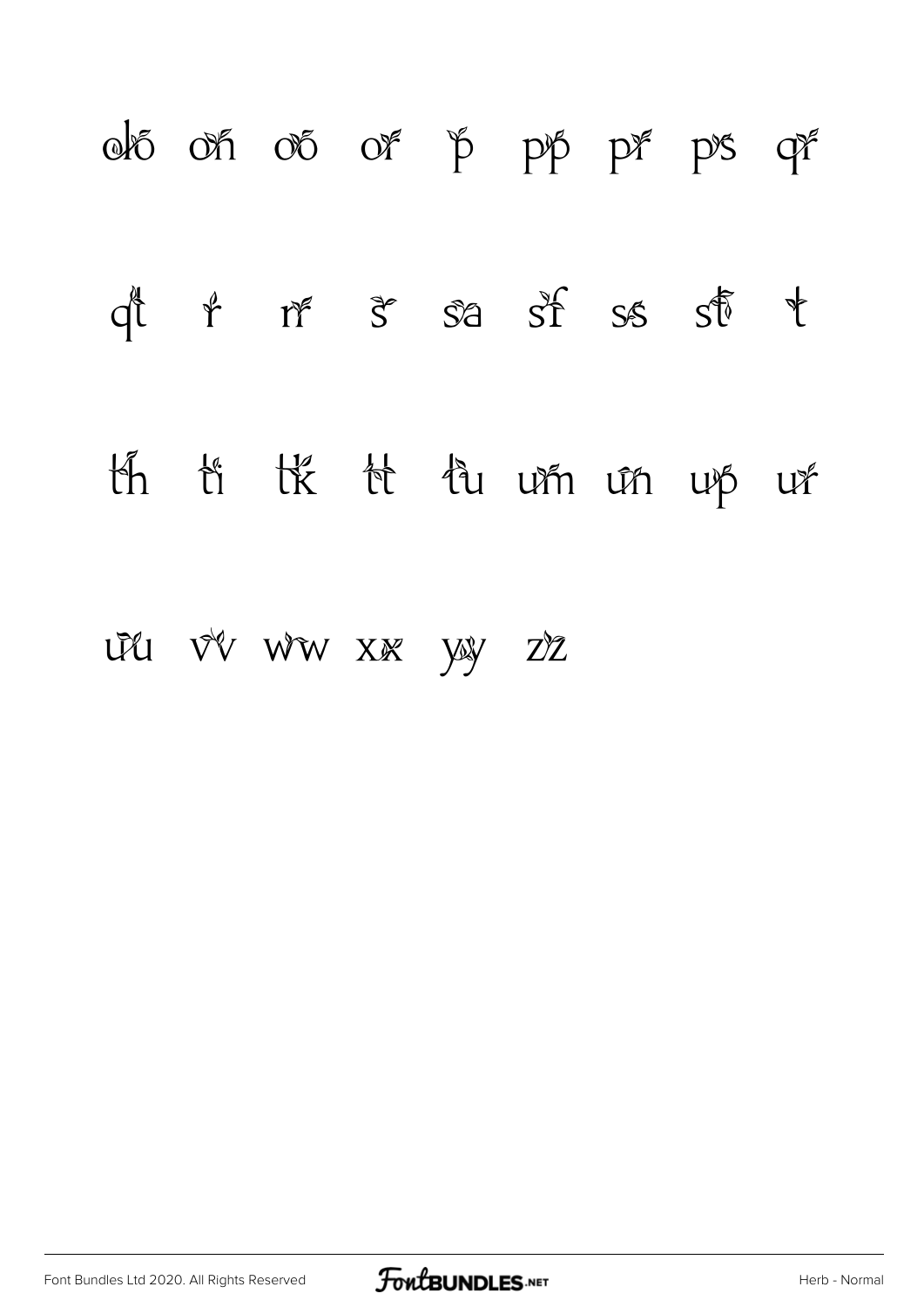olo on oo or p pp pr ps qr

qt r rr s sa sf ss st t

th ti tk tt tu um un up ur

uu vv ww xx yy zz